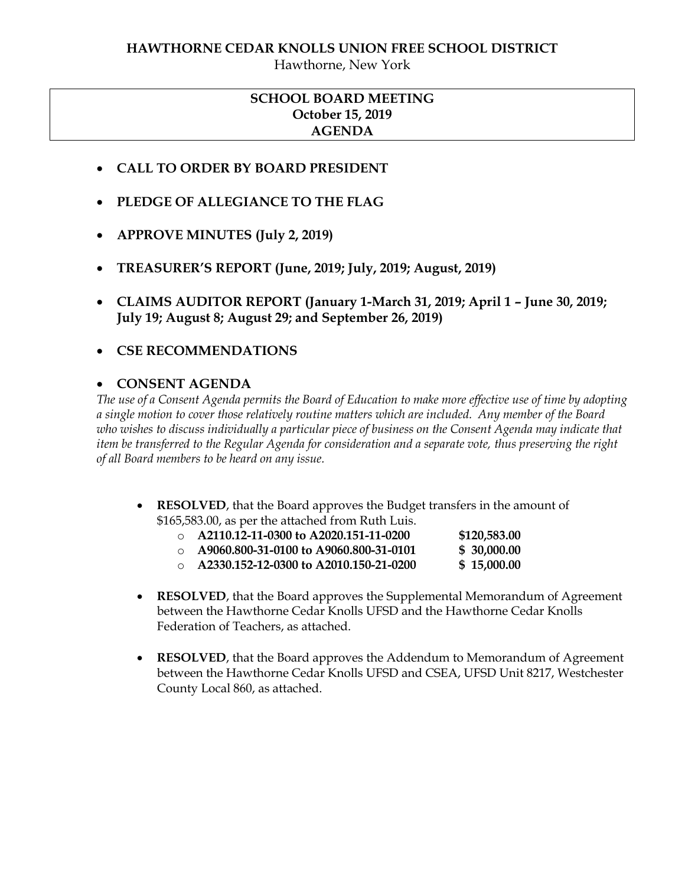# HAWTHORNE CEDAR KNOLLS UNION FREE SCHOOL DISTRICT

Hawthorne, New York

## SCHOOL BOARD MEETING
**October 15, 2019**
**AGENDA**

- **CALL TO ORDER BY BOARD PRESIDENT**
- **PLEDGE OF ALLEGIANCE TO THE FLAG**
- **APPROVE MINUTES (July 2, 2019)**
- **TREASURER'S REPORT (June, 2019; July, 2019; August, 2019)**
- **CLAIMS AUDITOR REPORT (January 1-March 31, 2019; April 1 – June 30, 2019; July 19; August 8; August 29; and September 26, 2019)**
- **CSE RECOMMENDATIONS**
- **CONSENT AGENDA**

*The use of a Consent Agenda permits the Board of Education to make more effective use of time by adopting a single motion to cover those relatively routine matters which are included. Any member of the Board who wishes to discuss individually a particular piece of business on the Consent Agenda may indicate that item be transferred to the Regular Agenda for consideration and a separate vote, thus preserving the right of all Board members to be heard on any issue.*

- **RESOLVED**, that the Board approves the Budget transfers in the amount of $165,583.00, as per the attached from Ruth Luis.
    - **A2110.12-11-0300 to A2020.151-11-0200** **$120,583.00**
    - **A9060.800-31-0100 to A9060.800-31-0101** **$ 30,000.00**
    - **A2330.152-12-0300 to A2010.150-21-0200** **$ 15,000.00**

- **RESOLVED**, that the Board approves the Supplemental Memorandum of Agreement between the Hawthorne Cedar Knolls UFSD and the Hawthorne Cedar Knolls Federation of Teachers, as attached.

- **RESOLVED**, that the Board approves the Addendum to Memorandum of Agreement between the Hawthorne Cedar Knolls UFSD and CSEA, UFSD Unit 8217, Westchester County Local 860, as attached.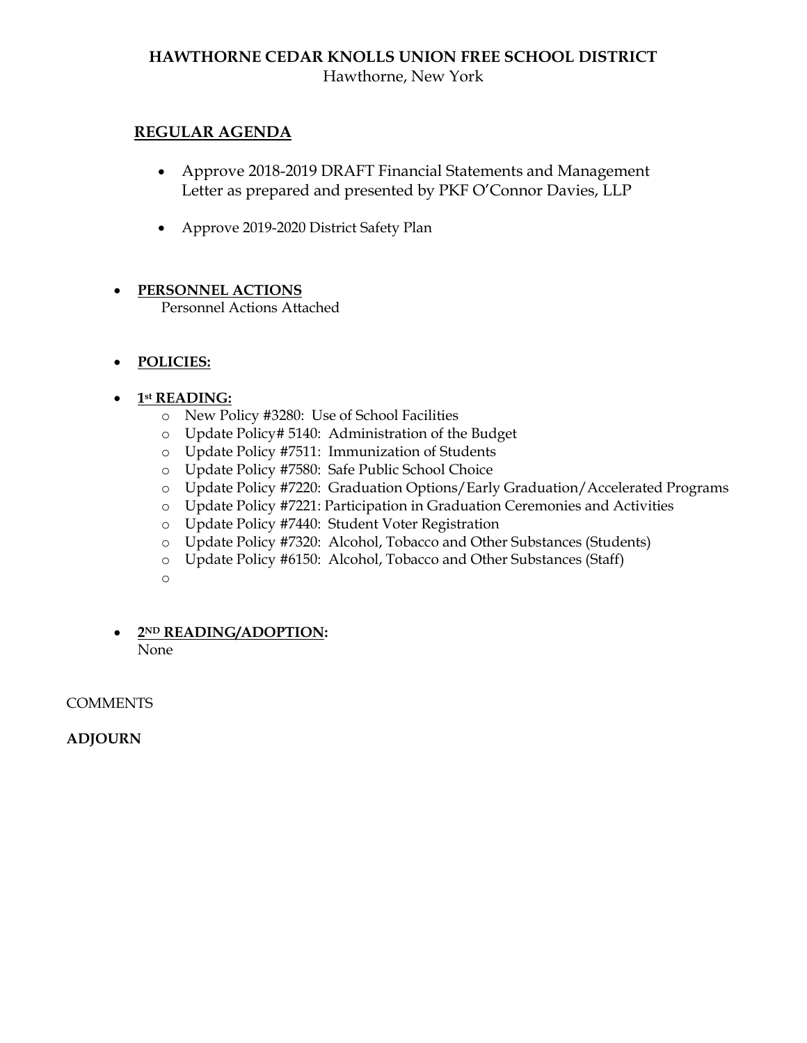**HAWTHORNE CEDAR KNOLLS UNION FREE SCHOOL DISTRICT**
Hawthorne, New York

## REGULAR AGENDA

- Approve 2018-2019 DRAFT Financial Statements and Management Letter as prepared and presented by PKF O'Connor Davies, LLP
- Approve 2019-2020 District Safety Plan

- **PERSONNEL ACTIONS**
  Personnel Actions Attached

- **POLICIES:**

- **1st READING:**
  - New Policy #3280: Use of School Facilities
  - Update Policy# 5140: Administration of the Budget
  - Update Policy #7511: Immunization of Students
  - Update Policy #7580: Safe Public School Choice
  - Update Policy #7220: Graduation Options/Early Graduation/Accelerated Programs
  - Update Policy #7221: Participation in Graduation Ceremonies and Activities
  - Update Policy #7440: Student Voter Registration
  - Update Policy #7320: Alcohol, Tobacco and Other Substances (Students)
  - Update Policy #6150: Alcohol, Tobacco and Other Substances (Staff)
  -

- **2ND READING/ADOPTION:**
  None

COMMENTS

**ADJOURN**